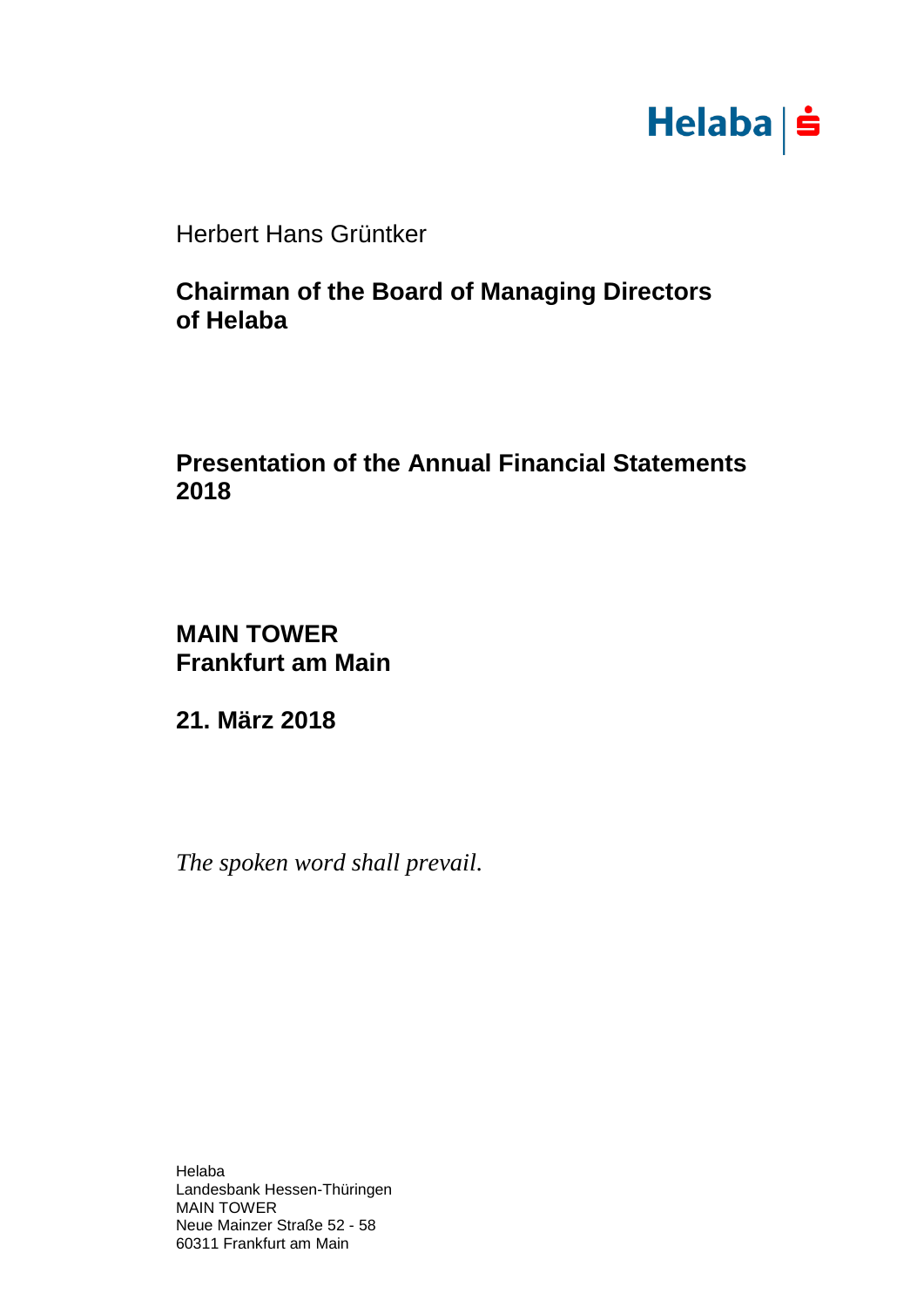Helaba

Herbert Hans Grüntker

**Chairman of the Board of Managing Directors of Helaba**

**Presentation of the Annual Financial Statements 2018**

**MAIN TOWER**
**Frankfurt am Main**

**21. März 2018**

*The spoken word shall prevail.*

Helaba
Landesbank Hessen-Thüringen
MAIN TOWER
Neue Mainzer Straße 52 - 58
60311 Frankfurt am Main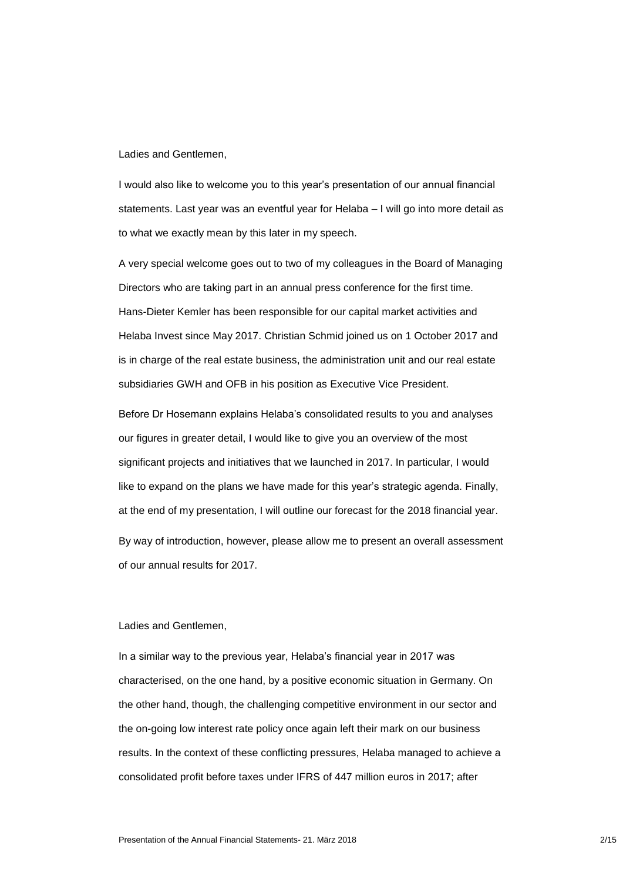Ladies and Gentlemen,

I would also like to welcome you to this year's presentation of our annual financial statements. Last year was an eventful year for Helaba – I will go into more detail as to what we exactly mean by this later in my speech.

A very special welcome goes out to two of my colleagues in the Board of Managing Directors who are taking part in an annual press conference for the first time. Hans-Dieter Kemler has been responsible for our capital market activities and Helaba Invest since May 2017. Christian Schmid joined us on 1 October 2017 and is in charge of the real estate business, the administration unit and our real estate subsidiaries GWH and OFB in his position as Executive Vice President.

Before Dr Hosemann explains Helaba's consolidated results to you and analyses our figures in greater detail, I would like to give you an overview of the most significant projects and initiatives that we launched in 2017. In particular, I would like to expand on the plans we have made for this year's strategic agenda. Finally, at the end of my presentation, I will outline our forecast for the 2018 financial year.

By way of introduction, however, please allow me to present an overall assessment of our annual results for 2017.

Ladies and Gentlemen,

In a similar way to the previous year, Helaba's financial year in 2017 was characterised, on the one hand, by a positive economic situation in Germany. On the other hand, though, the challenging competitive environment in our sector and the on-going low interest rate policy once again left their mark on our business results. In the context of these conflicting pressures, Helaba managed to achieve a consolidated profit before taxes under IFRS of 447 million euros in 2017; after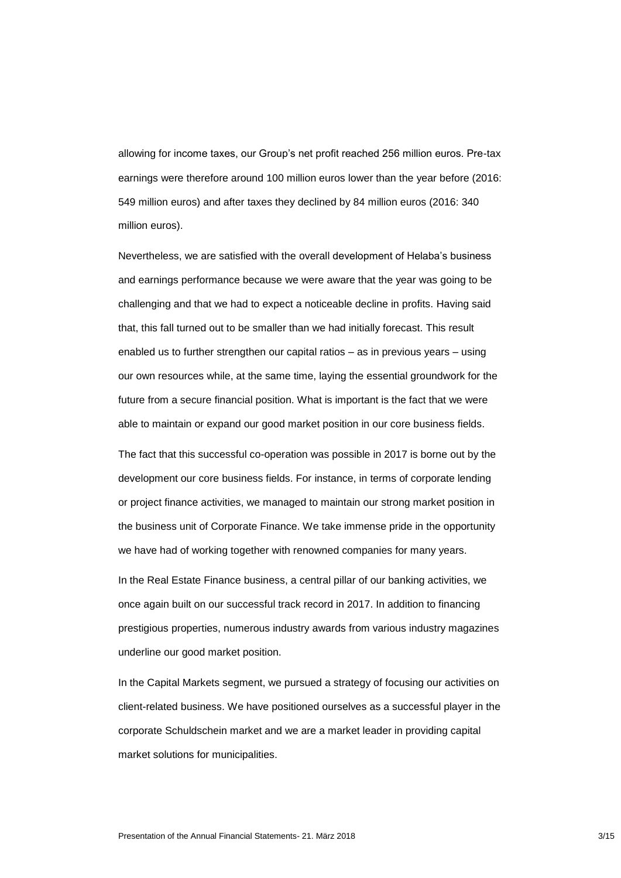allowing for income taxes, our Group's net profit reached 256 million euros. Pre-tax earnings were therefore around 100 million euros lower than the year before (2016: 549 million euros) and after taxes they declined by 84 million euros (2016: 340 million euros).

Nevertheless, we are satisfied with the overall development of Helaba's business and earnings performance because we were aware that the year was going to be challenging and that we had to expect a noticeable decline in profits. Having said that, this fall turned out to be smaller than we had initially forecast. This result enabled us to further strengthen our capital ratios – as in previous years – using our own resources while, at the same time, laying the essential groundwork for the future from a secure financial position. What is important is the fact that we were able to maintain or expand our good market position in our core business fields.

The fact that this successful co-operation was possible in 2017 is borne out by the development our core business fields. For instance, in terms of corporate lending or project finance activities, we managed to maintain our strong market position in the business unit of Corporate Finance. We take immense pride in the opportunity we have had of working together with renowned companies for many years.

In the Real Estate Finance business, a central pillar of our banking activities, we once again built on our successful track record in 2017. In addition to financing prestigious properties, numerous industry awards from various industry magazines underline our good market position.

In the Capital Markets segment, we pursued a strategy of focusing our activities on client-related business. We have positioned ourselves as a successful player in the corporate Schuldschein market and we are a market leader in providing capital market solutions for municipalities.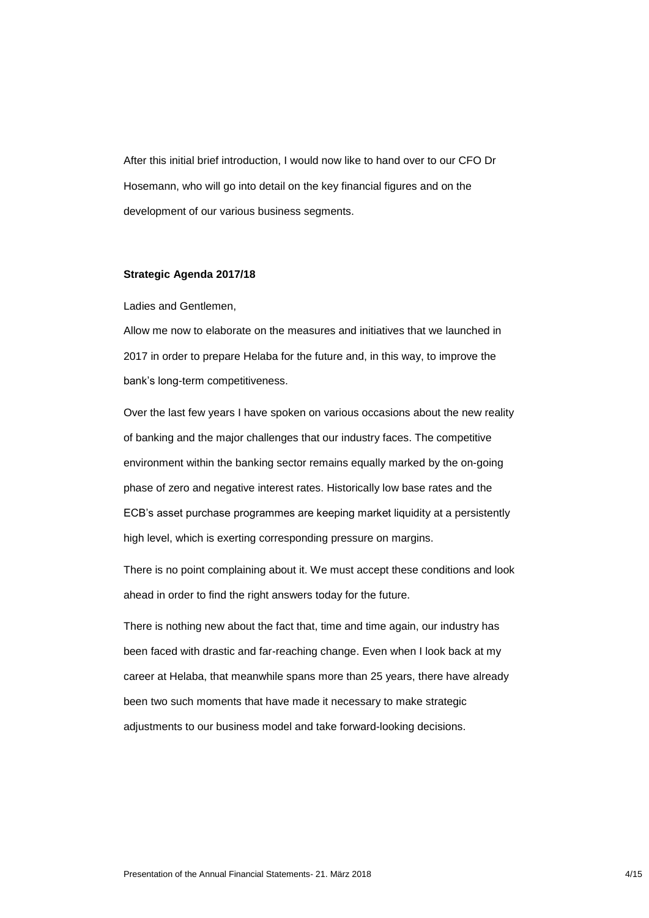After this initial brief introduction, I would now like to hand over to our CFO Dr Hosemann, who will go into detail on the key financial figures and on the development of our various business segments.

**Strategic Agenda 2017/18**

Ladies and Gentlemen,

Allow me now to elaborate on the measures and initiatives that we launched in 2017 in order to prepare Helaba for the future and, in this way, to improve the bank's long-term competitiveness.

Over the last few years I have spoken on various occasions about the new reality of banking and the major challenges that our industry faces. The competitive environment within the banking sector remains equally marked by the on-going phase of zero and negative interest rates. Historically low base rates and the ECB's asset purchase programmes are keeping market liquidity at a persistently high level, which is exerting corresponding pressure on margins.

There is no point complaining about it. We must accept these conditions and look ahead in order to find the right answers today for the future.

There is nothing new about the fact that, time and time again, our industry has been faced with drastic and far-reaching change. Even when I look back at my career at Helaba, that meanwhile spans more than 25 years, there have already been two such moments that have made it necessary to make strategic adjustments to our business model and take forward-looking decisions.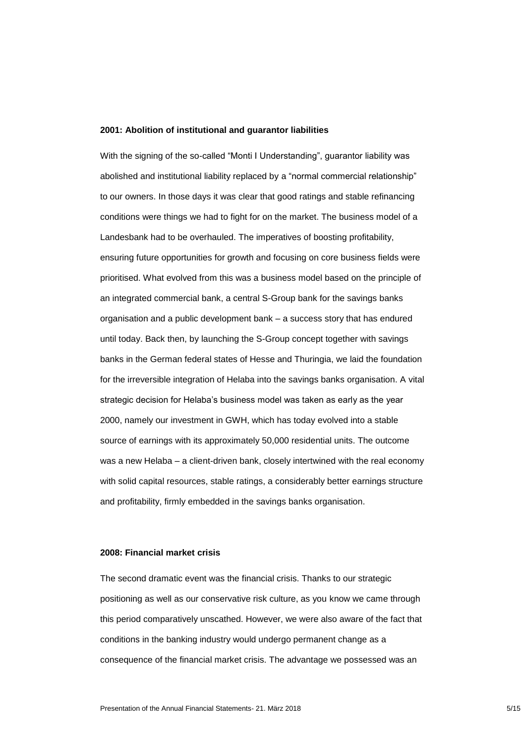**2001: Abolition of institutional and guarantor liabilities**

With the signing of the so-called “Monti I Understanding”, guarantor liability was abolished and institutional liability replaced by a “normal commercial relationship” to our owners. In those days it was clear that good ratings and stable refinancing conditions were things we had to fight for on the market. The business model of a Landesbank had to be overhauled. The imperatives of boosting profitability, ensuring future opportunities for growth and focusing on core business fields were prioritised. What evolved from this was a business model based on the principle of an integrated commercial bank, a central S-Group bank for the savings banks organisation and a public development bank – a success story that has endured until today. Back then, by launching the S-Group concept together with savings banks in the German federal states of Hesse and Thuringia, we laid the foundation for the irreversible integration of Helaba into the savings banks organisation. A vital strategic decision for Helaba’s business model was taken as early as the year 2000, namely our investment in GWH, which has today evolved into a stable source of earnings with its approximately 50,000 residential units. The outcome was a new Helaba – a client-driven bank, closely intertwined with the real economy with solid capital resources, stable ratings, a considerably better earnings structure and profitability, firmly embedded in the savings banks organisation.

**2008: Financial market crisis**

The second dramatic event was the financial crisis. Thanks to our strategic positioning as well as our conservative risk culture, as you know we came through this period comparatively unscathed. However, we were also aware of the fact that conditions in the banking industry would undergo permanent change as a consequence of the financial market crisis. The advantage we possessed was an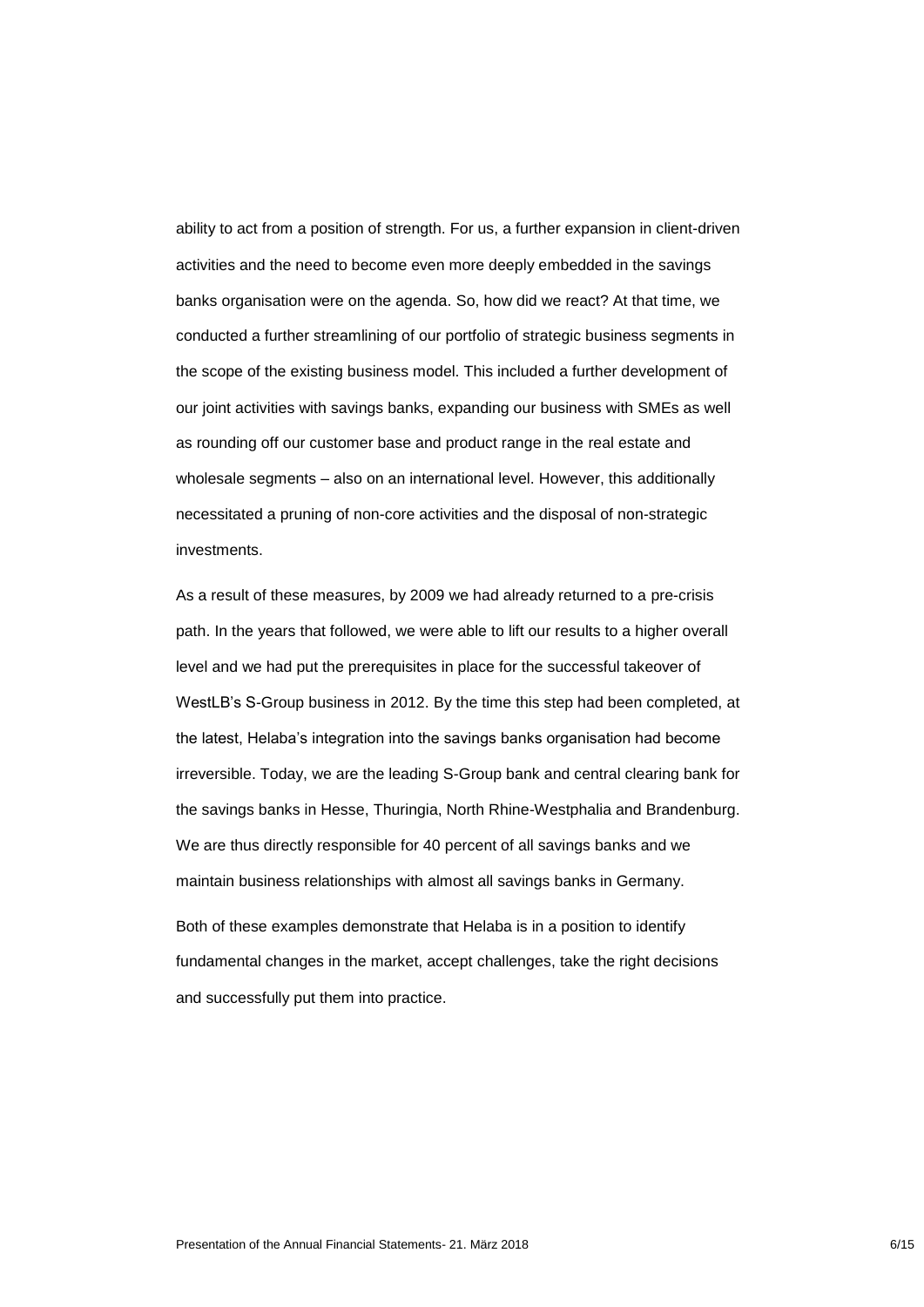ability to act from a position of strength. For us, a further expansion in client-driven activities and the need to become even more deeply embedded in the savings banks organisation were on the agenda. So, how did we react? At that time, we conducted a further streamlining of our portfolio of strategic business segments in the scope of the existing business model. This included a further development of our joint activities with savings banks, expanding our business with SMEs as well as rounding off our customer base and product range in the real estate and wholesale segments – also on an international level. However, this additionally necessitated a pruning of non-core activities and the disposal of non-strategic investments.

As a result of these measures, by 2009 we had already returned to a pre-crisis path. In the years that followed, we were able to lift our results to a higher overall level and we had put the prerequisites in place for the successful takeover of WestLB's S-Group business in 2012. By the time this step had been completed, at the latest, Helaba's integration into the savings banks organisation had become irreversible. Today, we are the leading S-Group bank and central clearing bank for the savings banks in Hesse, Thuringia, North Rhine-Westphalia and Brandenburg. We are thus directly responsible for 40 percent of all savings banks and we maintain business relationships with almost all savings banks in Germany.

Both of these examples demonstrate that Helaba is in a position to identify fundamental changes in the market, accept challenges, take the right decisions and successfully put them into practice.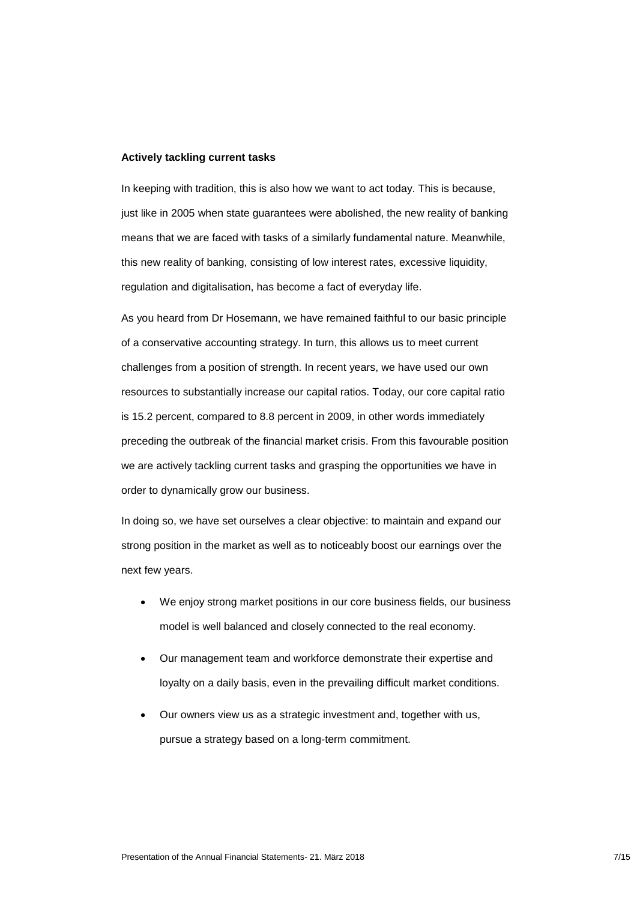**Actively tackling current tasks**

In keeping with tradition, this is also how we want to act today. This is because, just like in 2005 when state guarantees were abolished, the new reality of banking means that we are faced with tasks of a similarly fundamental nature. Meanwhile, this new reality of banking, consisting of low interest rates, excessive liquidity, regulation and digitalisation, has become a fact of everyday life.

As you heard from Dr Hosemann, we have remained faithful to our basic principle of a conservative accounting strategy. In turn, this allows us to meet current challenges from a position of strength. In recent years, we have used our own resources to substantially increase our capital ratios. Today, our core capital ratio is 15.2 percent, compared to 8.8 percent in 2009, in other words immediately preceding the outbreak of the financial market crisis. From this favourable position we are actively tackling current tasks and grasping the opportunities we have in order to dynamically grow our business.

In doing so, we have set ourselves a clear objective: to maintain and expand our strong position in the market as well as to noticeably boost our earnings over the next few years.

- We enjoy strong market positions in our core business fields, our business model is well balanced and closely connected to the real economy.
- Our management team and workforce demonstrate their expertise and loyalty on a daily basis, even in the prevailing difficult market conditions.
- Our owners view us as a strategic investment and, together with us, pursue a strategy based on a long-term commitment.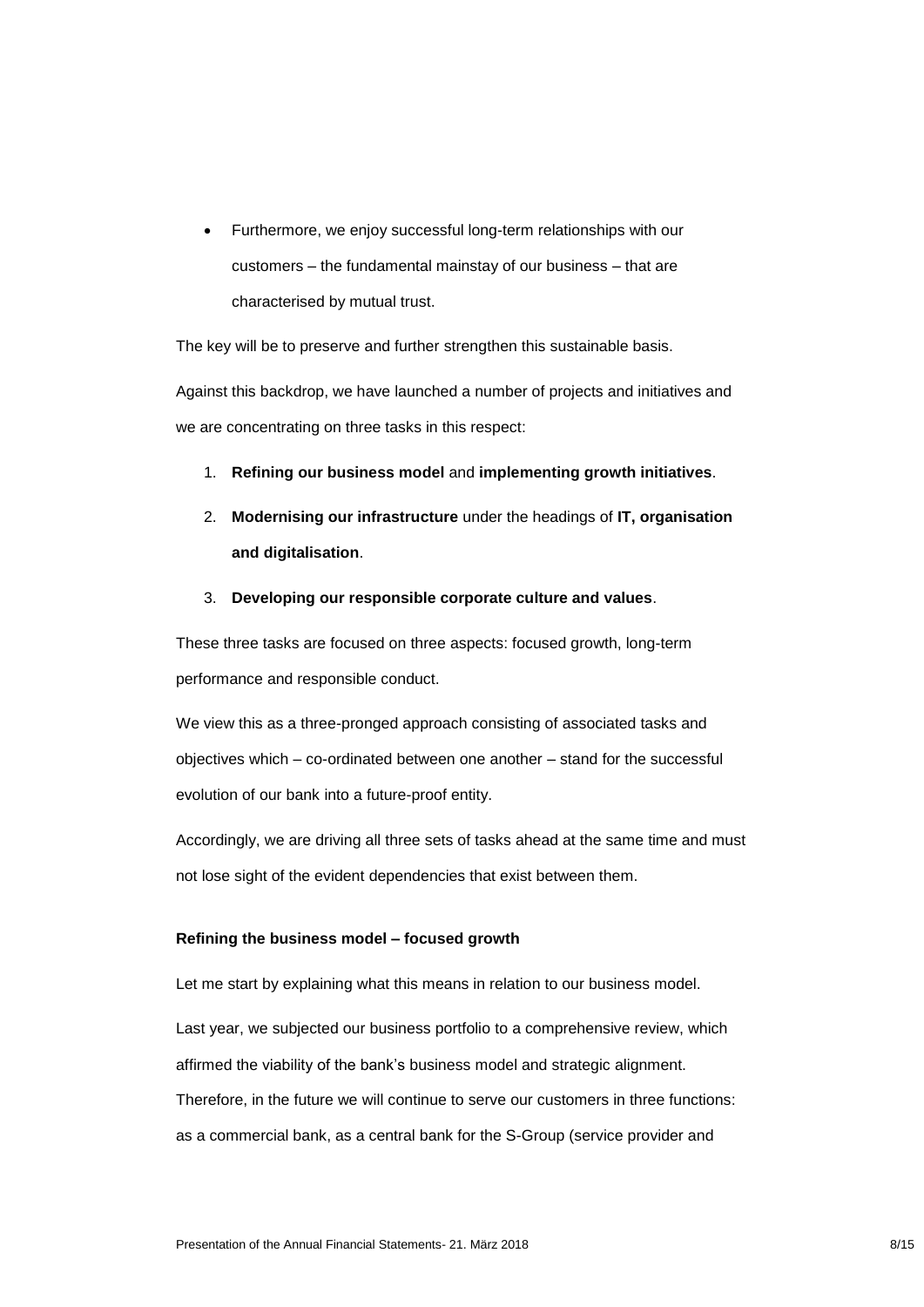- Furthermore, we enjoy successful long-term relationships with our customers – the fundamental mainstay of our business – that are characterised by mutual trust.

The key will be to preserve and further strengthen this sustainable basis.

Against this backdrop, we have launched a number of projects and initiatives and we are concentrating on three tasks in this respect:

1. **Refining our business model** and **implementing growth initiatives**.
2. **Modernising our infrastructure** under the headings of **IT, organisation and digitalisation**.
3. **Developing our responsible corporate culture and values**.

These three tasks are focused on three aspects: focused growth, long-term performance and responsible conduct.

We view this as a three-pronged approach consisting of associated tasks and objectives which – co-ordinated between one another – stand for the successful evolution of our bank into a future-proof entity.

Accordingly, we are driving all three sets of tasks ahead at the same time and must not lose sight of the evident dependencies that exist between them.

**Refining the business model – focused growth**

Let me start by explaining what this means in relation to our business model.

Last year, we subjected our business portfolio to a comprehensive review, which affirmed the viability of the bank's business model and strategic alignment. Therefore, in the future we will continue to serve our customers in three functions: as a commercial bank, as a central bank for the S-Group (service provider and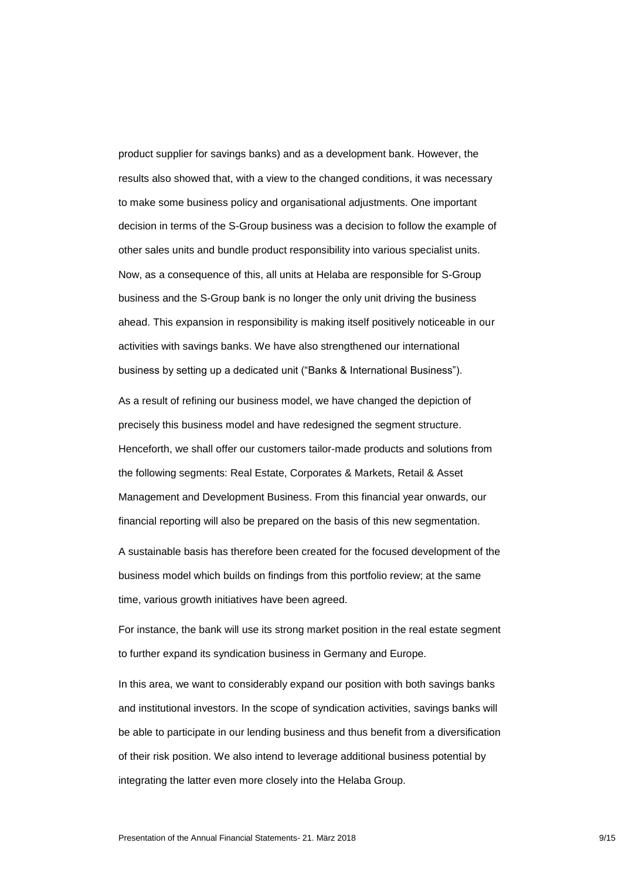product supplier for savings banks) and as a development bank. However, the results also showed that, with a view to the changed conditions, it was necessary to make some business policy and organisational adjustments. One important decision in terms of the S-Group business was a decision to follow the example of other sales units and bundle product responsibility into various specialist units. Now, as a consequence of this, all units at Helaba are responsible for S-Group business and the S-Group bank is no longer the only unit driving the business ahead. This expansion in responsibility is making itself positively noticeable in our activities with savings banks. We have also strengthened our international business by setting up a dedicated unit ("Banks & International Business").

As a result of refining our business model, we have changed the depiction of precisely this business model and have redesigned the segment structure. Henceforth, we shall offer our customers tailor-made products and solutions from the following segments: Real Estate, Corporates & Markets, Retail & Asset Management and Development Business. From this financial year onwards, our financial reporting will also be prepared on the basis of this new segmentation.

A sustainable basis has therefore been created for the focused development of the business model which builds on findings from this portfolio review; at the same time, various growth initiatives have been agreed.

For instance, the bank will use its strong market position in the real estate segment to further expand its syndication business in Germany and Europe.

In this area, we want to considerably expand our position with both savings banks and institutional investors. In the scope of syndication activities, savings banks will be able to participate in our lending business and thus benefit from a diversification of their risk position. We also intend to leverage additional business potential by integrating the latter even more closely into the Helaba Group.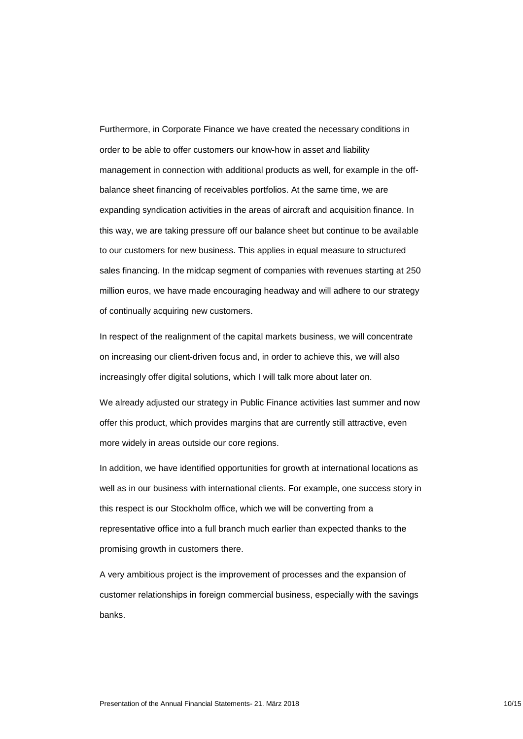Furthermore, in Corporate Finance we have created the necessary conditions in order to be able to offer customers our know-how in asset and liability management in connection with additional products as well, for example in the off-balance sheet financing of receivables portfolios. At the same time, we are expanding syndication activities in the areas of aircraft and acquisition finance. In this way, we are taking pressure off our balance sheet but continue to be available to our customers for new business. This applies in equal measure to structured sales financing. In the midcap segment of companies with revenues starting at 250 million euros, we have made encouraging headway and will adhere to our strategy of continually acquiring new customers.

In respect of the realignment of the capital markets business, we will concentrate on increasing our client-driven focus and, in order to achieve this, we will also increasingly offer digital solutions, which I will talk more about later on.

We already adjusted our strategy in Public Finance activities last summer and now offer this product, which provides margins that are currently still attractive, even more widely in areas outside our core regions.

In addition, we have identified opportunities for growth at international locations as well as in our business with international clients. For example, one success story in this respect is our Stockholm office, which we will be converting from a representative office into a full branch much earlier than expected thanks to the promising growth in customers there.

A very ambitious project is the improvement of processes and the expansion of customer relationships in foreign commercial business, especially with the savings banks.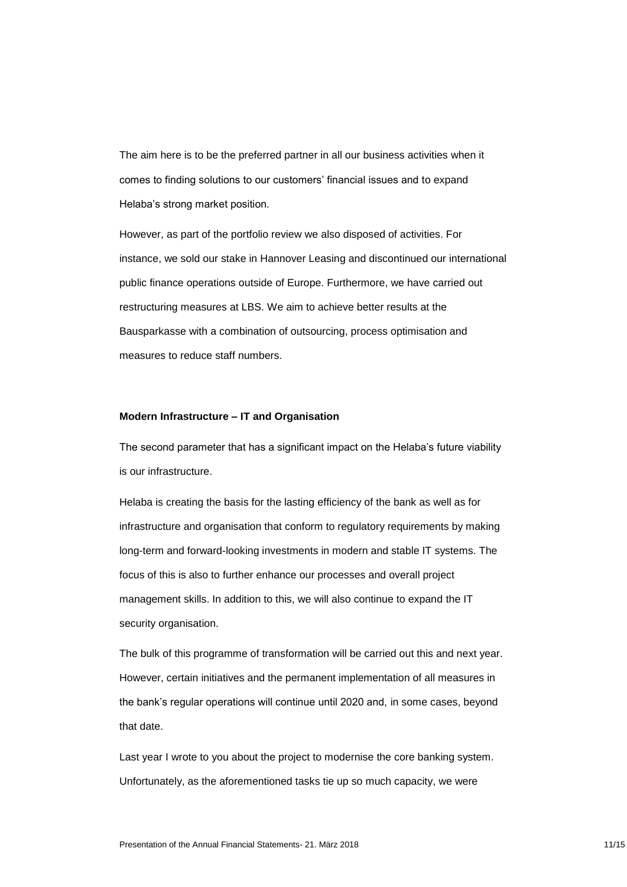The aim here is to be the preferred partner in all our business activities when it comes to finding solutions to our customers' financial issues and to expand Helaba's strong market position.

However, as part of the portfolio review we also disposed of activities. For instance, we sold our stake in Hannover Leasing and discontinued our international public finance operations outside of Europe. Furthermore, we have carried out restructuring measures at LBS. We aim to achieve better results at the Bausparkasse with a combination of outsourcing, process optimisation and measures to reduce staff numbers.

**Modern Infrastructure – IT and Organisation**

The second parameter that has a significant impact on the Helaba's future viability is our infrastructure.

Helaba is creating the basis for the lasting efficiency of the bank as well as for infrastructure and organisation that conform to regulatory requirements by making long-term and forward-looking investments in modern and stable IT systems. The focus of this is also to further enhance our processes and overall project management skills. In addition to this, we will also continue to expand the IT security organisation.

The bulk of this programme of transformation will be carried out this and next year. However, certain initiatives and the permanent implementation of all measures in the bank's regular operations will continue until 2020 and, in some cases, beyond that date.

Last year I wrote to you about the project to modernise the core banking system. Unfortunately, as the aforementioned tasks tie up so much capacity, we were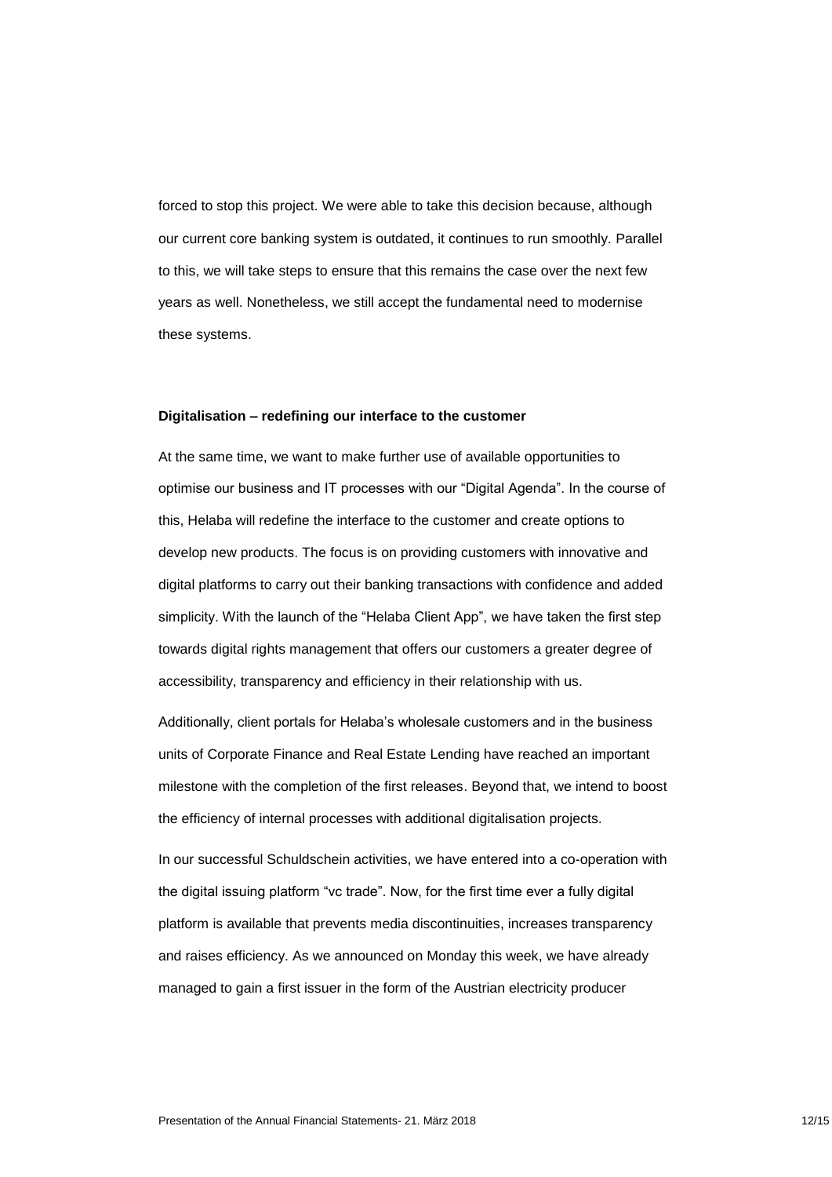forced to stop this project. We were able to take this decision because, although our current core banking system is outdated, it continues to run smoothly. Parallel to this, we will take steps to ensure that this remains the case over the next few years as well. Nonetheless, we still accept the fundamental need to modernise these systems.

**Digitalisation – redefining our interface to the customer**

At the same time, we want to make further use of available opportunities to optimise our business and IT processes with our "Digital Agenda". In the course of this, Helaba will redefine the interface to the customer and create options to develop new products. The focus is on providing customers with innovative and digital platforms to carry out their banking transactions with confidence and added simplicity. With the launch of the "Helaba Client App", we have taken the first step towards digital rights management that offers our customers a greater degree of accessibility, transparency and efficiency in their relationship with us.

Additionally, client portals for Helaba's wholesale customers and in the business units of Corporate Finance and Real Estate Lending have reached an important milestone with the completion of the first releases. Beyond that, we intend to boost the efficiency of internal processes with additional digitalisation projects.

In our successful Schuldschein activities, we have entered into a co-operation with the digital issuing platform "vc trade". Now, for the first time ever a fully digital platform is available that prevents media discontinuities, increases transparency and raises efficiency. As we announced on Monday this week, we have already managed to gain a first issuer in the form of the Austrian electricity producer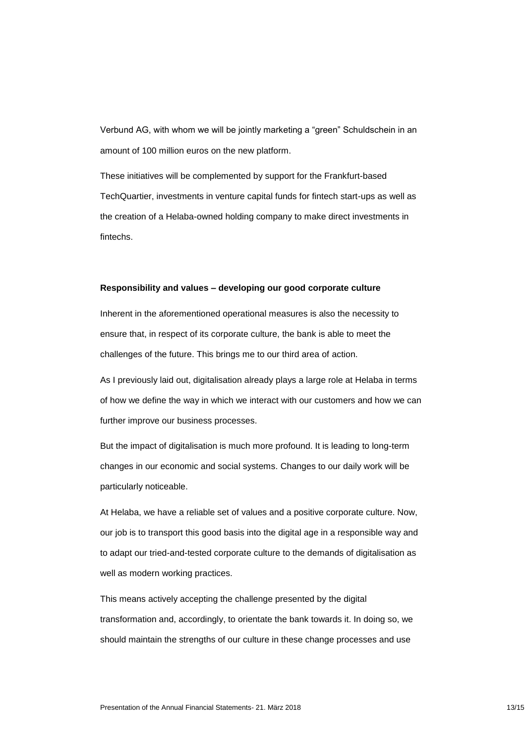Verbund AG, with whom we will be jointly marketing a "green" Schuldschein in an amount of 100 million euros on the new platform.

These initiatives will be complemented by support for the Frankfurt-based TechQuartier, investments in venture capital funds for fintech start-ups as well as the creation of a Helaba-owned holding company to make direct investments in fintechs.

**Responsibility and values – developing our good corporate culture**

Inherent in the aforementioned operational measures is also the necessity to ensure that, in respect of its corporate culture, the bank is able to meet the challenges of the future. This brings me to our third area of action.

As I previously laid out, digitalisation already plays a large role at Helaba in terms of how we define the way in which we interact with our customers and how we can further improve our business processes.

But the impact of digitalisation is much more profound. It is leading to long-term changes in our economic and social systems. Changes to our daily work will be particularly noticeable.

At Helaba, we have a reliable set of values and a positive corporate culture. Now, our job is to transport this good basis into the digital age in a responsible way and to adapt our tried-and-tested corporate culture to the demands of digitalisation as well as modern working practices.

This means actively accepting the challenge presented by the digital transformation and, accordingly, to orientate the bank towards it. In doing so, we should maintain the strengths of our culture in these change processes and use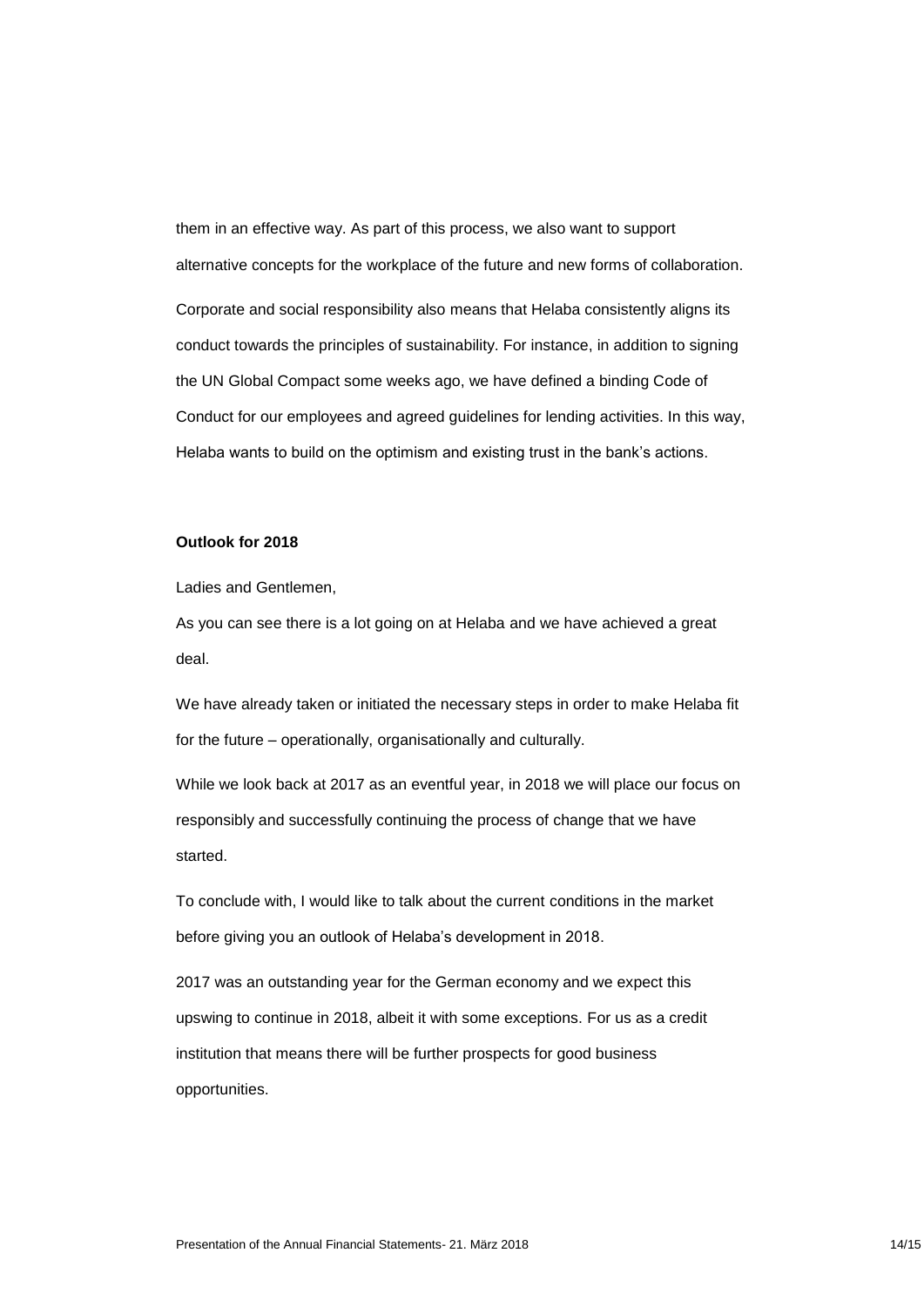them in an effective way. As part of this process, we also want to support alternative concepts for the workplace of the future and new forms of collaboration.

Corporate and social responsibility also means that Helaba consistently aligns its conduct towards the principles of sustainability. For instance, in addition to signing the UN Global Compact some weeks ago, we have defined a binding Code of Conduct for our employees and agreed guidelines for lending activities. In this way, Helaba wants to build on the optimism and existing trust in the bank's actions.

**Outlook for 2018**

Ladies and Gentlemen,

As you can see there is a lot going on at Helaba and we have achieved a great deal.

We have already taken or initiated the necessary steps in order to make Helaba fit for the future – operationally, organisationally and culturally.

While we look back at 2017 as an eventful year, in 2018 we will place our focus on responsibly and successfully continuing the process of change that we have started.

To conclude with, I would like to talk about the current conditions in the market before giving you an outlook of Helaba's development in 2018.

2017 was an outstanding year for the German economy and we expect this upswing to continue in 2018, albeit it with some exceptions. For us as a credit institution that means there will be further prospects for good business opportunities.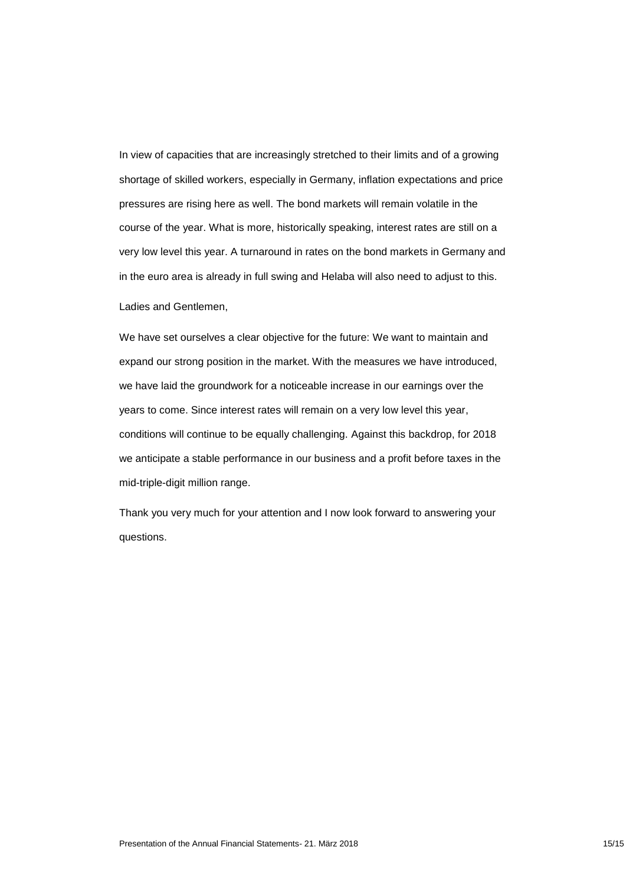In view of capacities that are increasingly stretched to their limits and of a growing shortage of skilled workers, especially in Germany, inflation expectations and price pressures are rising here as well. The bond markets will remain volatile in the course of the year. What is more, historically speaking, interest rates are still on a very low level this year. A turnaround in rates on the bond markets in Germany and in the euro area is already in full swing and Helaba will also need to adjust to this.

Ladies and Gentlemen,

We have set ourselves a clear objective for the future: We want to maintain and expand our strong position in the market. With the measures we have introduced, we have laid the groundwork for a noticeable increase in our earnings over the years to come. Since interest rates will remain on a very low level this year, conditions will continue to be equally challenging. Against this backdrop, for 2018 we anticipate a stable performance in our business and a profit before taxes in the mid-triple-digit million range.

Thank you very much for your attention and I now look forward to answering your questions.